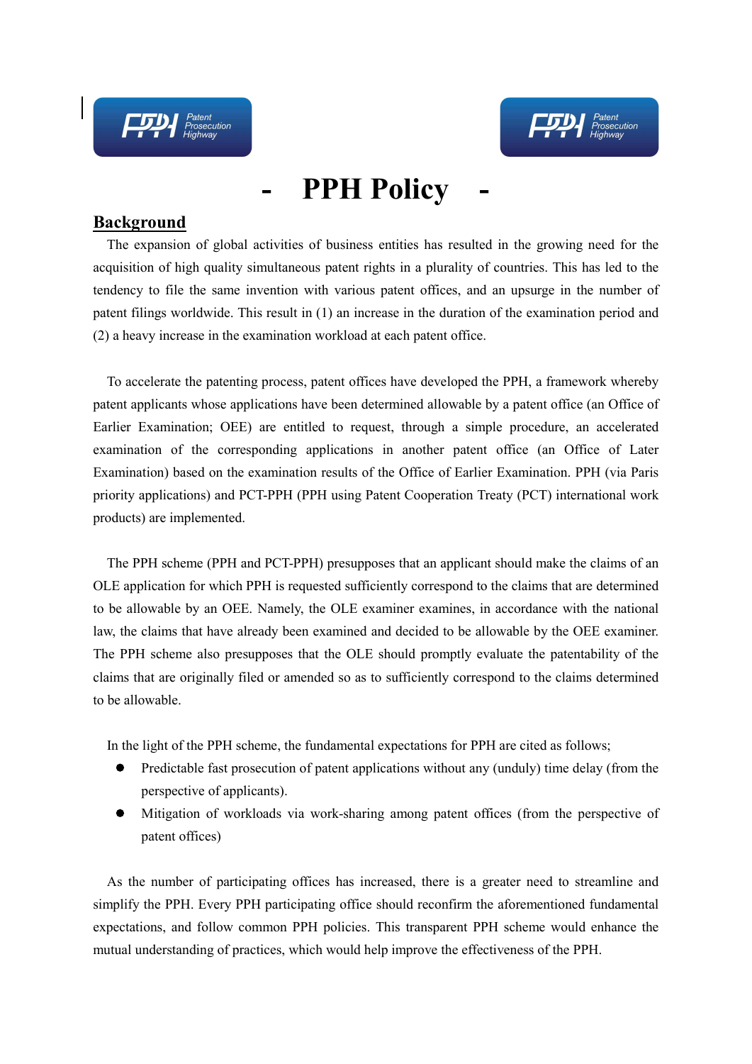# - PPH Policy -

## Background

The expansion of global activities of business entities has resulted in the growing need for the acquisition of high quality simultaneous patent rights in a plurality of countries. This has led to the tendency to file the same invention with various patent offices, and an upsurge in the number of patent filings worldwide. This result in (1) an increase in the duration of the examination period and (2) a heavy increase in the examination workload at each patent office.

To accelerate the patenting process, patent offices have developed the PPH, a framework whereby patent applicants whose applications have been determined allowable by a patent office (an Office of Earlier Examination; OEE) are entitled to request, through a simple procedure, an accelerated examination of the corresponding applications in another patent office (an Office of Later Examination) based on the examination results of the Office of Earlier Examination. PPH (via Paris priority applications) and PCT-PPH (PPH using Patent Cooperation Treaty (PCT) international work products) are implemented.

The PPH scheme (PPH and PCT-PPH) presupposes that an applicant should make the claims of an OLE application for which PPH is requested sufficiently correspond to the claims that are determined to be allowable by an OEE. Namely, the OLE examiner examines, in accordance with the national law, the claims that have already been examined and decided to be allowable by the OEE examiner. The PPH scheme also presupposes that the OLE should promptly evaluate the patentability of the claims that are originally filed or amended so as to sufficiently correspond to the claims determined to be allowable.

In the light of the PPH scheme, the fundamental expectations for PPH are cited as follows;

- Predictable fast prosecution of patent applications without any (unduly) time delay (from the perspective of applicants).
- Mitigation of workloads via work-sharing among patent offices (from the perspective of patent offices)

As the number of participating offices has increased, there is a greater need to streamline and simplify the PPH. Every PPH participating office should reconfirm the aforementioned fundamental expectations, and follow common PPH policies. This transparent PPH scheme would enhance the mutual understanding of practices, which would help improve the effectiveness of the PPH.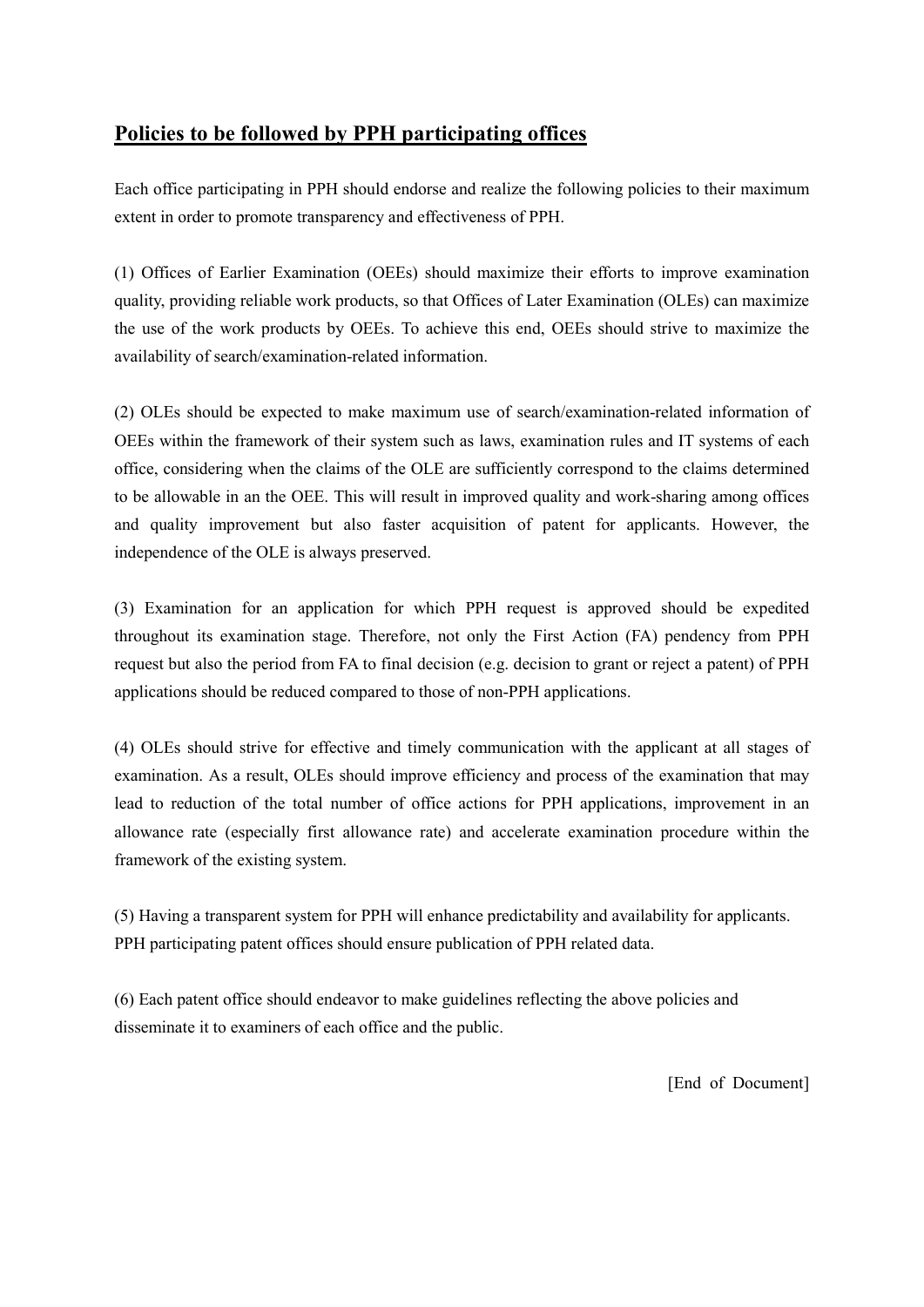## Policies to be followed by PPH participating offices

Each office participating in PPH should endorse and realize the following policies to their maximum extent in order to promote transparency and effectiveness of PPH.

(1) Offices of Earlier Examination (OEEs) should maximize their efforts to improve examination quality, providing reliable work products, so that Offices of Later Examination (OLEs) can maximize the use of the work products by OEEs. To achieve this end, OEEs should strive to maximize the availability of search/examination-related information.

(2) OLEs should be expected to make maximum use of search/examination-related information of OEEs within the framework of their system such as laws, examination rules and IT systems of each office, considering when the claims of the OLE are sufficiently correspond to the claims determined to be allowable in an the OEE. This will result in improved quality and work-sharing among offices and quality improvement but also faster acquisition of patent for applicants. However, the independence of the OLE is always preserved.

(3) Examination for an application for which PPH request is approved should be expedited throughout its examination stage. Therefore, not only the First Action (FA) pendency from PPH request but also the period from FA to final decision (e.g. decision to grant or reject a patent) of PPH applications should be reduced compared to those of non-PPH applications.

(4) OLEs should strive for effective and timely communication with the applicant at all stages of examination. As a result, OLEs should improve efficiency and process of the examination that may lead to reduction of the total number of office actions for PPH applications, improvement in an allowance rate (especially first allowance rate) and accelerate examination procedure within the framework of the existing system.

(5) Having a transparent system for PPH will enhance predictability and availability for applicants. PPH participating patent offices should ensure publication of PPH related data.

(6) Each patent office should endeavor to make guidelines reflecting the above policies and disseminate it to examiners of each office and the public.

[End of Document]